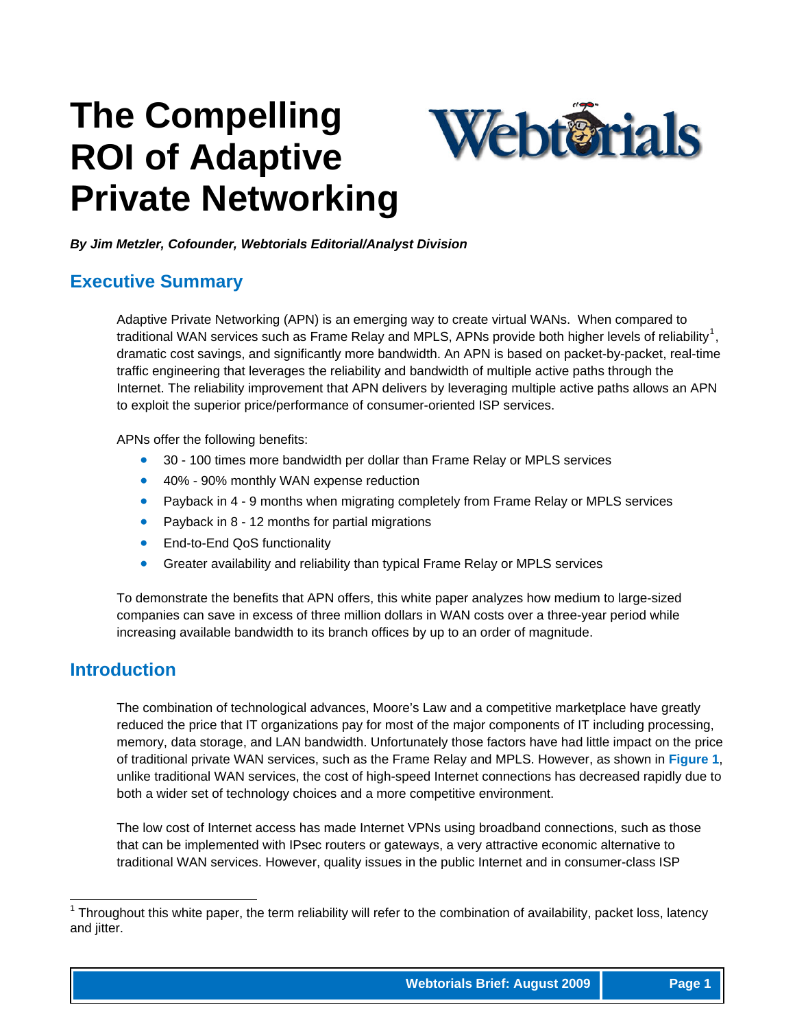# The Compelling ROI of Adaptive Private Networking

***By Jim Metzler, Cofounder, Webtorials Editorial/Analyst Division***

## Executive Summary

Adaptive Private Networking (APN) is an emerging way to create virtual WANs. When compared to traditional WAN services such as Frame Relay and MPLS, APNs provide both higher levels of reliability[1], dramatic cost savings, and significantly more bandwidth. An APN is based on packet-by-packet, real-time traffic engineering that leverages the reliability and bandwidth of multiple active paths through the Internet. The reliability improvement that APN delivers by leveraging multiple active paths allows an APN to exploit the superior price/performance of consumer-oriented ISP services.

APNs offer the following benefits:

- 30 - 100 times more bandwidth per dollar than Frame Relay or MPLS services
- 40% - 90% monthly WAN expense reduction
- Payback in 4 - 9 months when migrating completely from Frame Relay or MPLS services
- Payback in 8 - 12 months for partial migrations
- End-to-End QoS functionality
- Greater availability and reliability than typical Frame Relay or MPLS services

To demonstrate the benefits that APN offers, this white paper analyzes how medium to large-sized companies can save in excess of three million dollars in WAN costs over a three-year period while increasing available bandwidth to its branch offices by up to an order of magnitude.

## Introduction

The combination of technological advances, Moore's Law and a competitive marketplace have greatly reduced the price that IT organizations pay for most of the major components of IT including processing, memory, data storage, and LAN bandwidth. Unfortunately those factors have had little impact on the price of traditional private WAN services, such as the Frame Relay and MPLS. However, as shown in **Figure 1**, unlike traditional WAN services, the cost of high-speed Internet connections has decreased rapidly due to both a wider set of technology choices and a more competitive environment.

The low cost of Internet access has made Internet VPNs using broadband connections, such as those that can be implemented with IPsec routers or gateways, a very attractive economic alternative to traditional WAN services. However, quality issues in the public Internet and in consumer-class ISP

---

[1] Throughout this white paper, the term reliability will refer to the combination of availability, packet loss, latency and jitter.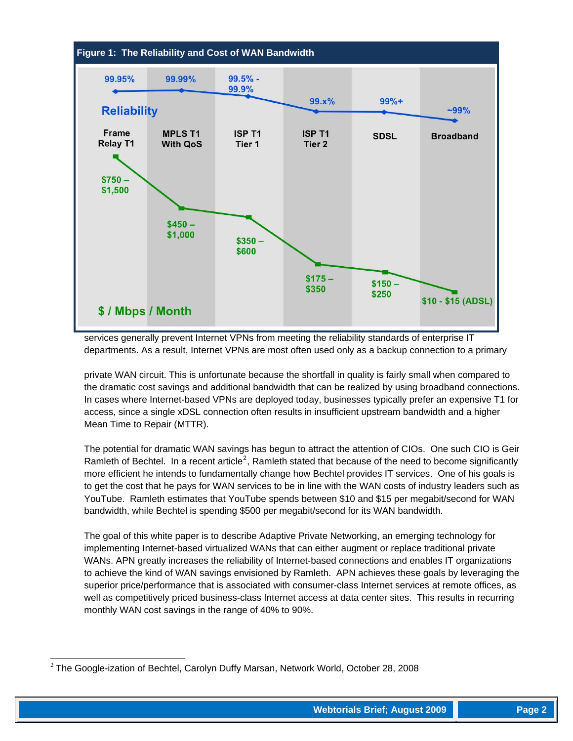**Figure 1: The Reliability and Cost of WAN Bandwidth**

| | Frame Relay T1 | MPLS T1 With QoS | ISP T1 Tier 1 | ISP T1 Tier 2 | SDSL | Broadband |
|---|---|---|---|---|---|---|
| Reliability | 99.95% | 99.99% | 99.5% - 99.9% | 99.x% | 99%+ | ~99% |
| $ / Mbps / Month | $750 – $1,500 | $450 – $1,000 | $350 – $600 | $175 – $350 | $150 – $250 | $10 - $15 (ADSL) |

services generally prevent Internet VPNs from meeting the reliability standards of enterprise IT departments. As a result, Internet VPNs are most often used only as a backup connection to a primary private WAN circuit. This is unfortunate because the shortfall in quality is fairly small when compared to the dramatic cost savings and additional bandwidth that can be realized by using broadband connections. In cases where Internet-based VPNs are deployed today, businesses typically prefer an expensive T1 for access, since a single xDSL connection often results in insufficient upstream bandwidth and a higher Mean Time to Repair (MTTR).

The potential for dramatic WAN savings has begun to attract the attention of CIOs. One such CIO is Geir Ramleth of Bechtel. In a recent article[2], Ramleth stated that because of the need to become significantly more efficient he intends to fundamentally change how Bechtel provides IT services. One of his goals is to get the cost that he pays for WAN services to be in line with the WAN costs of industry leaders such as YouTube. Ramleth estimates that YouTube spends between $10 and $15 per megabit/second for WAN bandwidth, while Bechtel is spending $500 per megabit/second for its WAN bandwidth.

The goal of this white paper is to describe Adaptive Private Networking, an emerging technology for implementing Internet-based virtualized WANs that can either augment or replace traditional private WANs. APN greatly increases the reliability of Internet-based connections and enables IT organizations to achieve the kind of WAN savings envisioned by Ramleth. APN achieves these goals by leveraging the superior price/performance that is associated with consumer-class Internet services at remote offices, as well as competitively priced business-class Internet access at data center sites. This results in recurring monthly WAN cost savings in the range of 40% to 90%.

---

[2] The Google-ization of Bechtel, Carolyn Duffy Marsan, Network World, October 28, 2008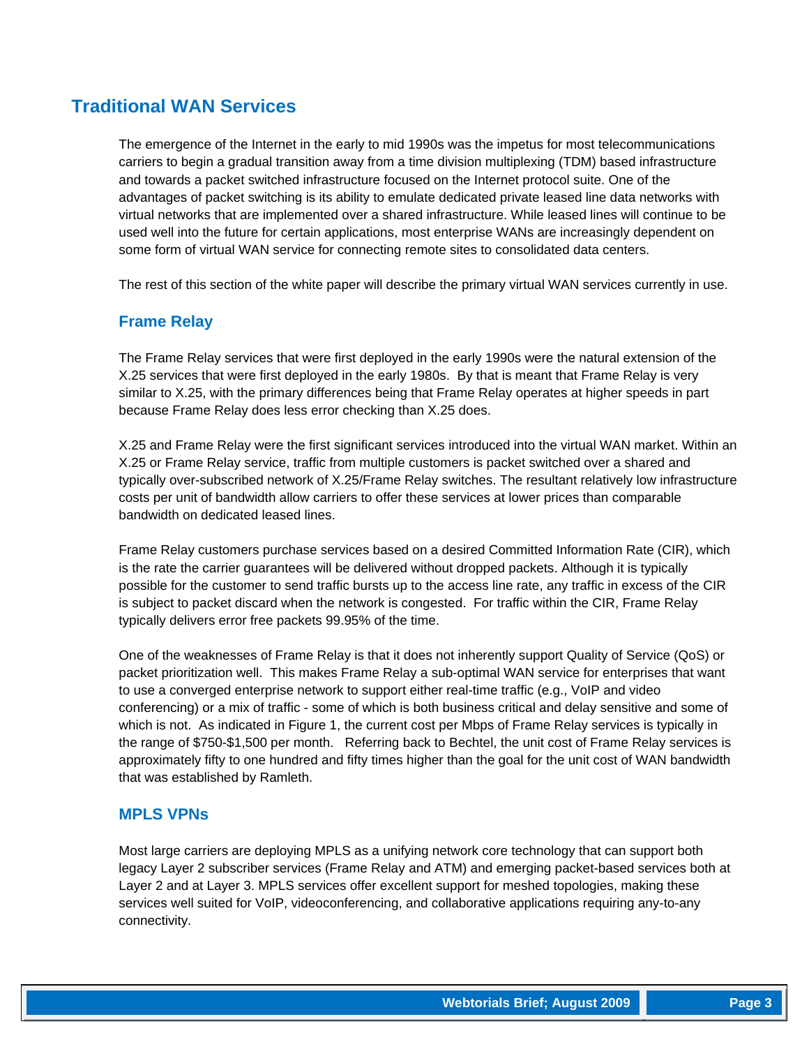## Traditional WAN Services

The emergence of the Internet in the early to mid 1990s was the impetus for most telecommunications carriers to begin a gradual transition away from a time division multiplexing (TDM) based infrastructure and towards a packet switched infrastructure focused on the Internet protocol suite. One of the advantages of packet switching is its ability to emulate dedicated private leased line data networks with virtual networks that are implemented over a shared infrastructure. While leased lines will continue to be used well into the future for certain applications, most enterprise WANs are increasingly dependent on some form of virtual WAN service for connecting remote sites to consolidated data centers.

The rest of this section of the white paper will describe the primary virtual WAN services currently in use.

### Frame Relay

The Frame Relay services that were first deployed in the early 1990s were the natural extension of the X.25 services that were first deployed in the early 1980s. By that is meant that Frame Relay is very similar to X.25, with the primary differences being that Frame Relay operates at higher speeds in part because Frame Relay does less error checking than X.25 does.

X.25 and Frame Relay were the first significant services introduced into the virtual WAN market. Within an X.25 or Frame Relay service, traffic from multiple customers is packet switched over a shared and typically over-subscribed network of X.25/Frame Relay switches. The resultant relatively low infrastructure costs per unit of bandwidth allow carriers to offer these services at lower prices than comparable bandwidth on dedicated leased lines.

Frame Relay customers purchase services based on a desired Committed Information Rate (CIR), which is the rate the carrier guarantees will be delivered without dropped packets. Although it is typically possible for the customer to send traffic bursts up to the access line rate, any traffic in excess of the CIR is subject to packet discard when the network is congested. For traffic within the CIR, Frame Relay typically delivers error free packets 99.95% of the time.

One of the weaknesses of Frame Relay is that it does not inherently support Quality of Service (QoS) or packet prioritization well. This makes Frame Relay a sub-optimal WAN service for enterprises that want to use a converged enterprise network to support either real-time traffic (e.g., VoIP and video conferencing) or a mix of traffic - some of which is both business critical and delay sensitive and some of which is not. As indicated in Figure 1, the current cost per Mbps of Frame Relay services is typically in the range of $750-$1,500 per month. Referring back to Bechtel, the unit cost of Frame Relay services is approximately fifty to one hundred and fifty times higher than the goal for the unit cost of WAN bandwidth that was established by Ramleth.

### MPLS VPNs

Most large carriers are deploying MPLS as a unifying network core technology that can support both legacy Layer 2 subscriber services (Frame Relay and ATM) and emerging packet-based services both at Layer 2 and at Layer 3. MPLS services offer excellent support for meshed topologies, making these services well suited for VoIP, videoconferencing, and collaborative applications requiring any-to-any connectivity.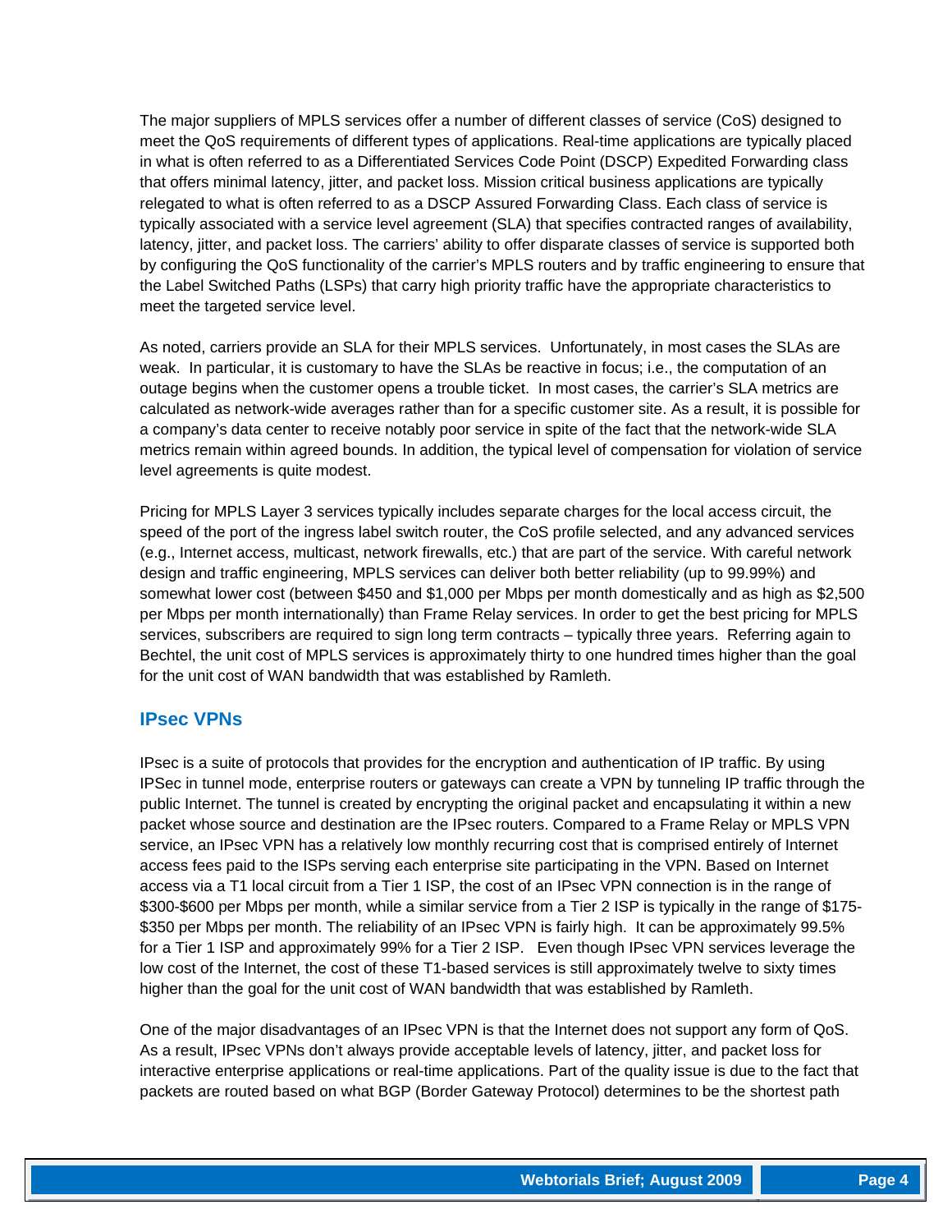The major suppliers of MPLS services offer a number of different classes of service (CoS) designed to meet the QoS requirements of different types of applications. Real-time applications are typically placed in what is often referred to as a Differentiated Services Code Point (DSCP) Expedited Forwarding class that offers minimal latency, jitter, and packet loss. Mission critical business applications are typically relegated to what is often referred to as a DSCP Assured Forwarding Class. Each class of service is typically associated with a service level agreement (SLA) that specifies contracted ranges of availability, latency, jitter, and packet loss. The carriers' ability to offer disparate classes of service is supported both by configuring the QoS functionality of the carrier's MPLS routers and by traffic engineering to ensure that the Label Switched Paths (LSPs) that carry high priority traffic have the appropriate characteristics to meet the targeted service level.

As noted, carriers provide an SLA for their MPLS services. Unfortunately, in most cases the SLAs are weak. In particular, it is customary to have the SLAs be reactive in focus; i.e., the computation of an outage begins when the customer opens a trouble ticket. In most cases, the carrier's SLA metrics are calculated as network-wide averages rather than for a specific customer site. As a result, it is possible for a company's data center to receive notably poor service in spite of the fact that the network-wide SLA metrics remain within agreed bounds. In addition, the typical level of compensation for violation of service level agreements is quite modest.

Pricing for MPLS Layer 3 services typically includes separate charges for the local access circuit, the speed of the port of the ingress label switch router, the CoS profile selected, and any advanced services (e.g., Internet access, multicast, network firewalls, etc.) that are part of the service. With careful network design and traffic engineering, MPLS services can deliver both better reliability (up to 99.99%) and somewhat lower cost (between $450 and $1,000 per Mbps per month domestically and as high as $2,500 per Mbps per month internationally) than Frame Relay services. In order to get the best pricing for MPLS services, subscribers are required to sign long term contracts – typically three years. Referring again to Bechtel, the unit cost of MPLS services is approximately thirty to one hundred times higher than the goal for the unit cost of WAN bandwidth that was established by Ramleth.

## IPsec VPNs

IPsec is a suite of protocols that provides for the encryption and authentication of IP traffic. By using IPSec in tunnel mode, enterprise routers or gateways can create a VPN by tunneling IP traffic through the public Internet. The tunnel is created by encrypting the original packet and encapsulating it within a new packet whose source and destination are the IPsec routers. Compared to a Frame Relay or MPLS VPN service, an IPsec VPN has a relatively low monthly recurring cost that is comprised entirely of Internet access fees paid to the ISPs serving each enterprise site participating in the VPN. Based on Internet access via a T1 local circuit from a Tier 1 ISP, the cost of an IPsec VPN connection is in the range of $300-$600 per Mbps per month, while a similar service from a Tier 2 ISP is typically in the range of $175-$350 per Mbps per month. The reliability of an IPsec VPN is fairly high. It can be approximately 99.5% for a Tier 1 ISP and approximately 99% for a Tier 2 ISP. Even though IPsec VPN services leverage the low cost of the Internet, the cost of these T1-based services is still approximately twelve to sixty times higher than the goal for the unit cost of WAN bandwidth that was established by Ramleth.

One of the major disadvantages of an IPsec VPN is that the Internet does not support any form of QoS. As a result, IPsec VPNs don't always provide acceptable levels of latency, jitter, and packet loss for interactive enterprise applications or real-time applications. Part of the quality issue is due to the fact that packets are routed based on what BGP (Border Gateway Protocol) determines to be the shortest path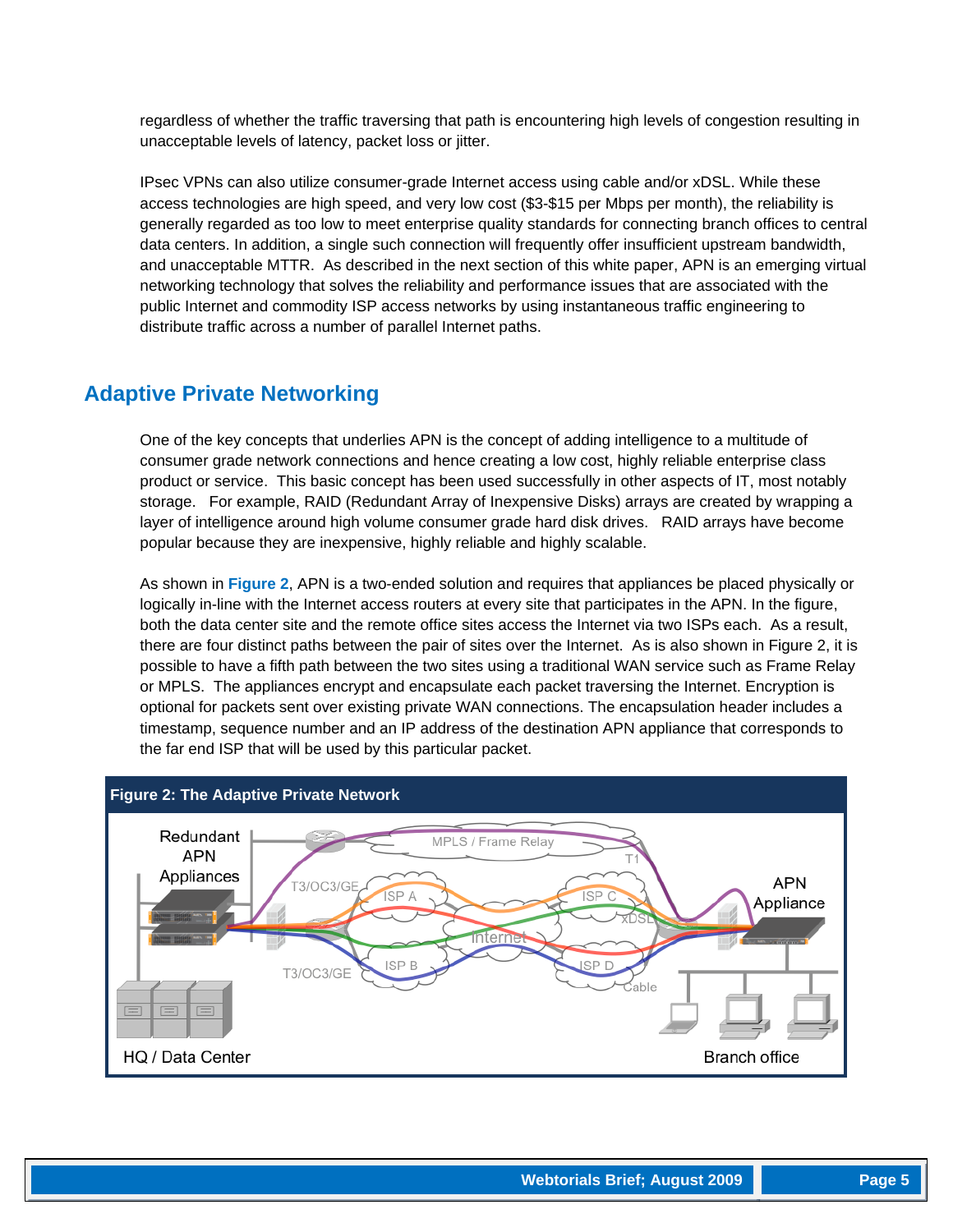regardless of whether the traffic traversing that path is encountering high levels of congestion resulting in unacceptable levels of latency, packet loss or jitter.

IPsec VPNs can also utilize consumer-grade Internet access using cable and/or xDSL. While these access technologies are high speed, and very low cost ($3-$15 per Mbps per month), the reliability is generally regarded as too low to meet enterprise quality standards for connecting branch offices to central data centers. In addition, a single such connection will frequently offer insufficient upstream bandwidth, and unacceptable MTTR. As described in the next section of this white paper, APN is an emerging virtual networking technology that solves the reliability and performance issues that are associated with the public Internet and commodity ISP access networks by using instantaneous traffic engineering to distribute traffic across a number of parallel Internet paths.

## Adaptive Private Networking

One of the key concepts that underlies APN is the concept of adding intelligence to a multitude of consumer grade network connections and hence creating a low cost, highly reliable enterprise class product or service. This basic concept has been used successfully in other aspects of IT, most notably storage. For example, RAID (Redundant Array of Inexpensive Disks) arrays are created by wrapping a layer of intelligence around high volume consumer grade hard disk drives. RAID arrays have become popular because they are inexpensive, highly reliable and highly scalable.

As shown in **Figure 2**, APN is a two-ended solution and requires that appliances be placed physically or logically in-line with the Internet access routers at every site that participates in the APN. In the figure, both the data center site and the remote office sites access the Internet via two ISPs each. As a result, there are four distinct paths between the pair of sites over the Internet. As is also shown in Figure 2, it is possible to have a fifth path between the two sites using a traditional WAN service such as Frame Relay or MPLS. The appliances encrypt and encapsulate each packet traversing the Internet. Encryption is optional for packets sent over existing private WAN connections. The encapsulation header includes a timestamp, sequence number and an IP address of the destination APN appliance that corresponds to the far end ISP that will be used by this particular packet.

**Figure 2: The Adaptive Private Network**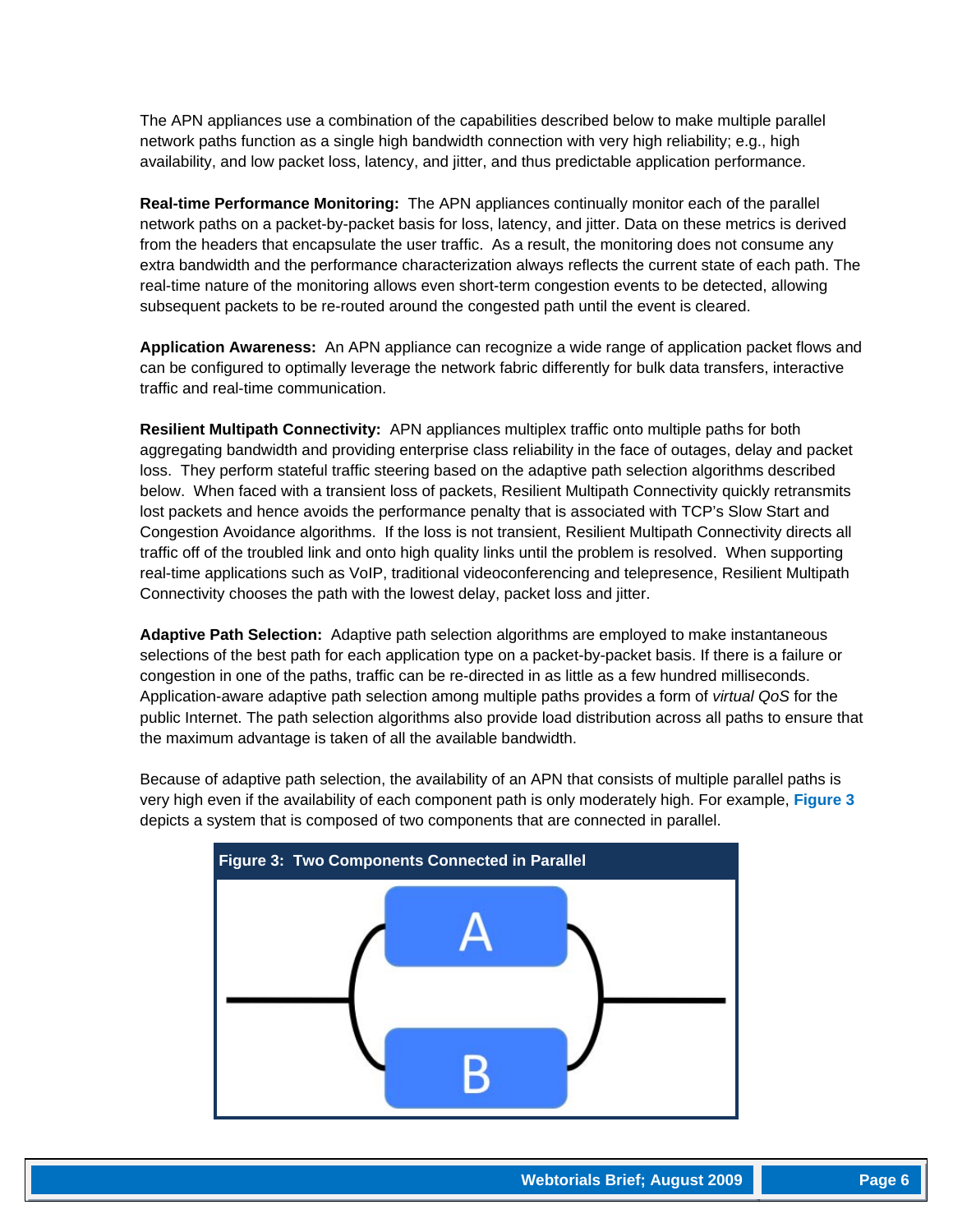The APN appliances use a combination of the capabilities described below to make multiple parallel network paths function as a single high bandwidth connection with very high reliability; e.g., high availability, and low packet loss, latency, and jitter, and thus predictable application performance.

**Real-time Performance Monitoring:** The APN appliances continually monitor each of the parallel network paths on a packet-by-packet basis for loss, latency, and jitter. Data on these metrics is derived from the headers that encapsulate the user traffic. As a result, the monitoring does not consume any extra bandwidth and the performance characterization always reflects the current state of each path. The real-time nature of the monitoring allows even short-term congestion events to be detected, allowing subsequent packets to be re-routed around the congested path until the event is cleared.

**Application Awareness:** An APN appliance can recognize a wide range of application packet flows and can be configured to optimally leverage the network fabric differently for bulk data transfers, interactive traffic and real-time communication.

**Resilient Multipath Connectivity:** APN appliances multiplex traffic onto multiple paths for both aggregating bandwidth and providing enterprise class reliability in the face of outages, delay and packet loss. They perform stateful traffic steering based on the adaptive path selection algorithms described below. When faced with a transient loss of packets, Resilient Multipath Connectivity quickly retransmits lost packets and hence avoids the performance penalty that is associated with TCP's Slow Start and Congestion Avoidance algorithms. If the loss is not transient, Resilient Multipath Connectivity directs all traffic off of the troubled link and onto high quality links until the problem is resolved. When supporting real-time applications such as VoIP, traditional videoconferencing and telepresence, Resilient Multipath Connectivity chooses the path with the lowest delay, packet loss and jitter.

**Adaptive Path Selection:** Adaptive path selection algorithms are employed to make instantaneous selections of the best path for each application type on a packet-by-packet basis. If there is a failure or congestion in one of the paths, traffic can be re-directed in as little as a few hundred milliseconds. Application-aware adaptive path selection among multiple paths provides a form of *virtual QoS* for the public Internet. The path selection algorithms also provide load distribution across all paths to ensure that the maximum advantage is taken of all the available bandwidth.

Because of adaptive path selection, the availability of an APN that consists of multiple parallel paths is very high even if the availability of each component path is only moderately high. For example, **Figure 3** depicts a system that is composed of two components that are connected in parallel.

**Figure 3: Two Components Connected in Parallel**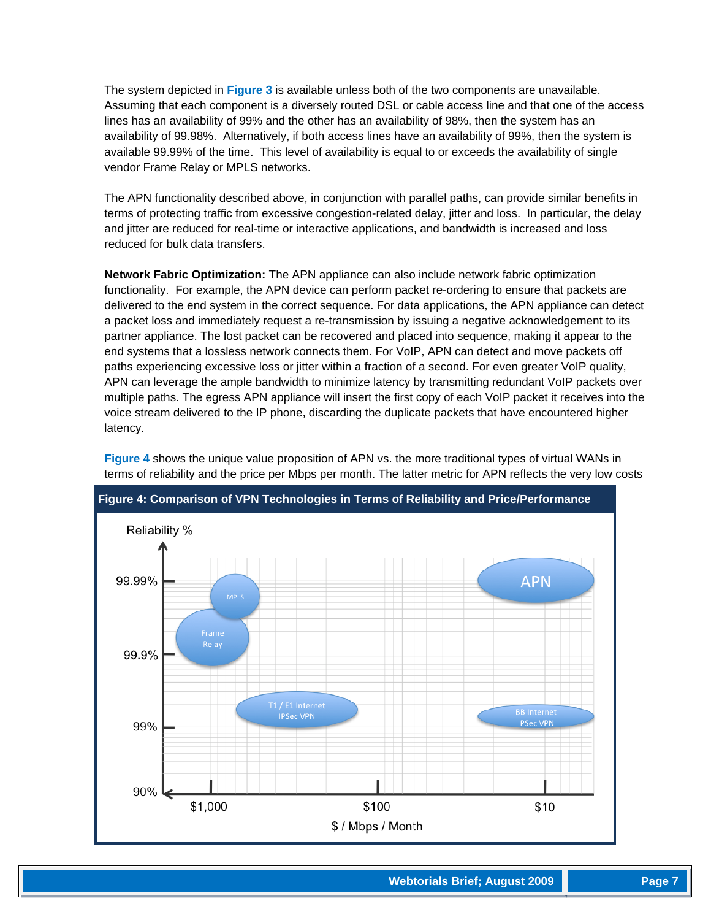The system depicted in **Figure 3** is available unless both of the two components are unavailable. Assuming that each component is a diversely routed DSL or cable access line and that one of the access lines has an availability of 99% and the other has an availability of 98%, then the system has an availability of 99.98%. Alternatively, if both access lines have an availability of 99%, then the system is available 99.99% of the time. This level of availability is equal to or exceeds the availability of single vendor Frame Relay or MPLS networks.

The APN functionality described above, in conjunction with parallel paths, can provide similar benefits in terms of protecting traffic from excessive congestion-related delay, jitter and loss. In particular, the delay and jitter are reduced for real-time or interactive applications, and bandwidth is increased and loss reduced for bulk data transfers.

**Network Fabric Optimization:** The APN appliance can also include network fabric optimization functionality. For example, the APN device can perform packet re-ordering to ensure that packets are delivered to the end system in the correct sequence. For data applications, the APN appliance can detect a packet loss and immediately request a re-transmission by issuing a negative acknowledgement to its partner appliance. The lost packet can be recovered and placed into sequence, making it appear to the end systems that a lossless network connects them. For VoIP, APN can detect and move packets off paths experiencing excessive loss or jitter within a fraction of a second. For even greater VoIP quality, APN can leverage the ample bandwidth to minimize latency by transmitting redundant VoIP packets over multiple paths. The egress APN appliance will insert the first copy of each VoIP packet it receives into the voice stream delivered to the IP phone, discarding the duplicate packets that have encountered higher latency.

**Figure 4** shows the unique value proposition of APN vs. the more traditional types of virtual WANs in terms of reliability and the price per Mbps per month. The latter metric for APN reflects the very low costs

**Figure 4: Comparison of VPN Technologies in Terms of Reliability and Price/Performance**

| Technology | Reliability % (approx.) | $ / Mbps / Month (approx.) |
|---|---|---|
| MPLS | Between 99.9% and 99.99% | ~$1,000 |
| Frame Relay | ~99.9% | ~$1,000 |
| T1 / E1 Internet IPSec VPN | ~99% | Between $1,000 and $100 |
| BB Internet IPSec VPN | ~99% | ~$10 |
| APN | 99.99% | ~$10 |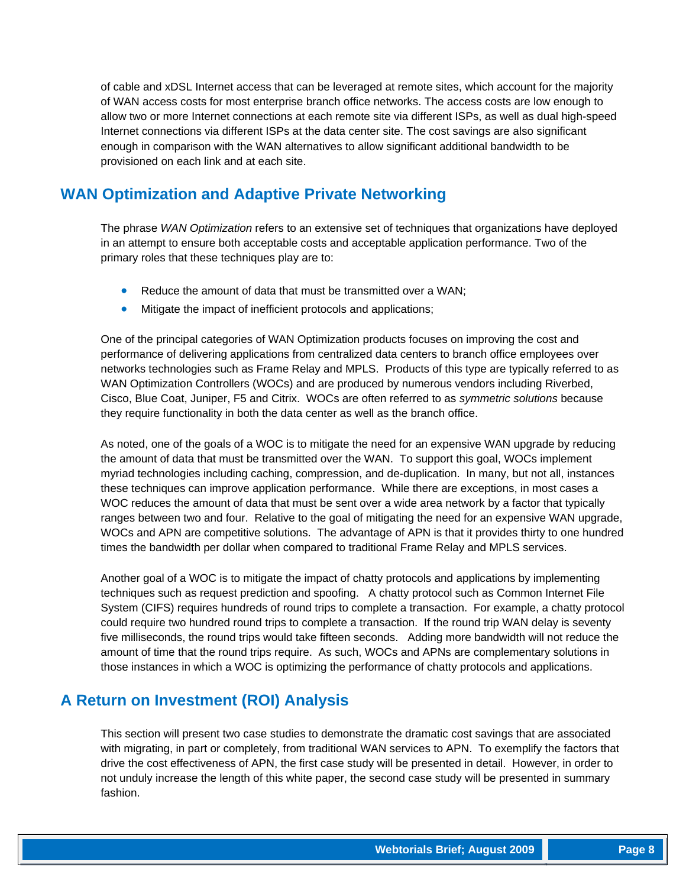of cable and xDSL Internet access that can be leveraged at remote sites, which account for the majority of WAN access costs for most enterprise branch office networks. The access costs are low enough to allow two or more Internet connections at each remote site via different ISPs, as well as dual high-speed Internet connections via different ISPs at the data center site. The cost savings are also significant enough in comparison with the WAN alternatives to allow significant additional bandwidth to be provisioned on each link and at each site.

## WAN Optimization and Adaptive Private Networking

The phrase *WAN Optimization* refers to an extensive set of techniques that organizations have deployed in an attempt to ensure both acceptable costs and acceptable application performance. Two of the primary roles that these techniques play are to:

- Reduce the amount of data that must be transmitted over a WAN;
- Mitigate the impact of inefficient protocols and applications;

One of the principal categories of WAN Optimization products focuses on improving the cost and performance of delivering applications from centralized data centers to branch office employees over networks technologies such as Frame Relay and MPLS. Products of this type are typically referred to as WAN Optimization Controllers (WOCs) and are produced by numerous vendors including Riverbed, Cisco, Blue Coat, Juniper, F5 and Citrix. WOCs are often referred to as *symmetric solutions* because they require functionality in both the data center as well as the branch office.

As noted, one of the goals of a WOC is to mitigate the need for an expensive WAN upgrade by reducing the amount of data that must be transmitted over the WAN. To support this goal, WOCs implement myriad technologies including caching, compression, and de-duplication. In many, but not all, instances these techniques can improve application performance. While there are exceptions, in most cases a WOC reduces the amount of data that must be sent over a wide area network by a factor that typically ranges between two and four. Relative to the goal of mitigating the need for an expensive WAN upgrade, WOCs and APN are competitive solutions. The advantage of APN is that it provides thirty to one hundred times the bandwidth per dollar when compared to traditional Frame Relay and MPLS services.

Another goal of a WOC is to mitigate the impact of chatty protocols and applications by implementing techniques such as request prediction and spoofing. A chatty protocol such as Common Internet File System (CIFS) requires hundreds of round trips to complete a transaction. For example, a chatty protocol could require two hundred round trips to complete a transaction. If the round trip WAN delay is seventy five milliseconds, the round trips would take fifteen seconds. Adding more bandwidth will not reduce the amount of time that the round trips require. As such, WOCs and APNs are complementary solutions in those instances in which a WOC is optimizing the performance of chatty protocols and applications.

## A Return on Investment (ROI) Analysis

This section will present two case studies to demonstrate the dramatic cost savings that are associated with migrating, in part or completely, from traditional WAN services to APN. To exemplify the factors that drive the cost effectiveness of APN, the first case study will be presented in detail. However, in order to not unduly increase the length of this white paper, the second case study will be presented in summary fashion.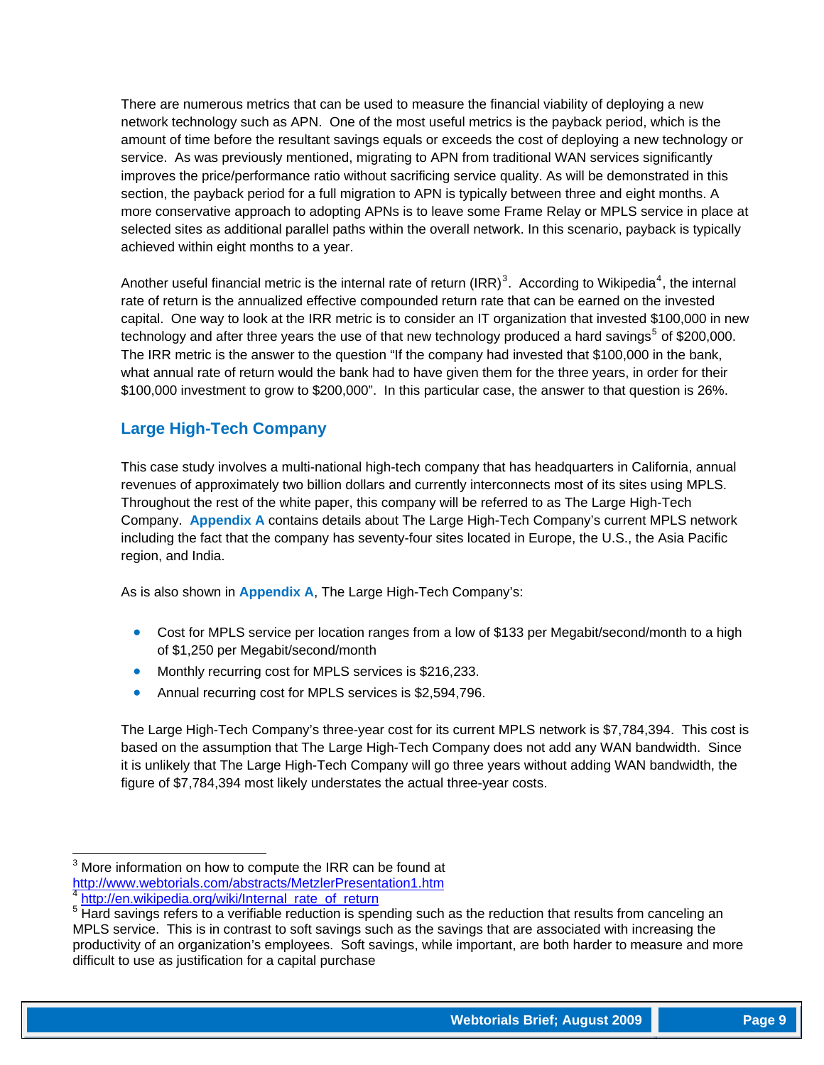There are numerous metrics that can be used to measure the financial viability of deploying a new network technology such as APN. One of the most useful metrics is the payback period, which is the amount of time before the resultant savings equals or exceeds the cost of deploying a new technology or service. As was previously mentioned, migrating to APN from traditional WAN services significantly improves the price/performance ratio without sacrificing service quality. As will be demonstrated in this section, the payback period for a full migration to APN is typically between three and eight months. A more conservative approach to adopting APNs is to leave some Frame Relay or MPLS service in place at selected sites as additional parallel paths within the overall network. In this scenario, payback is typically achieved within eight months to a year.

Another useful financial metric is the internal rate of return (IRR)[3]. According to Wikipedia[4], the internal rate of return is the annualized effective compounded return rate that can be earned on the invested capital. One way to look at the IRR metric is to consider an IT organization that invested $100,000 in new technology and after three years the use of that new technology produced a hard savings[5] of $200,000. The IRR metric is the answer to the question "If the company had invested that $100,000 in the bank, what annual rate of return would the bank had to have given them for the three years, in order for their $100,000 investment to grow to $200,000". In this particular case, the answer to that question is 26%.

## Large High-Tech Company

This case study involves a multi-national high-tech company that has headquarters in California, annual revenues of approximately two billion dollars and currently interconnects most of its sites using MPLS. Throughout the rest of the white paper, this company will be referred to as The Large High-Tech Company. **Appendix A** contains details about The Large High-Tech Company's current MPLS network including the fact that the company has seventy-four sites located in Europe, the U.S., the Asia Pacific region, and India.

As is also shown in **Appendix A**, The Large High-Tech Company's:

- Cost for MPLS service per location ranges from a low of $133 per Megabit/second/month to a high of $1,250 per Megabit/second/month
- Monthly recurring cost for MPLS services is $216,233.
- Annual recurring cost for MPLS services is $2,594,796.

The Large High-Tech Company's three-year cost for its current MPLS network is $7,784,394. This cost is based on the assumption that The Large High-Tech Company does not add any WAN bandwidth. Since it is unlikely that The Large High-Tech Company will go three years without adding WAN bandwidth, the figure of $7,784,394 most likely understates the actual three-year costs.

---

[3] More information on how to compute the IRR can be found at http://www.webtorials.com/abstracts/MetzlerPresentation1.htm

[4] http://en.wikipedia.org/wiki/Internal_rate_of_return

[5] Hard savings refers to a verifiable reduction is spending such as the reduction that results from canceling an MPLS service. This is in contrast to soft savings such as the savings that are associated with increasing the productivity of an organization's employees. Soft savings, while important, are both harder to measure and more difficult to use as justification for a capital purchase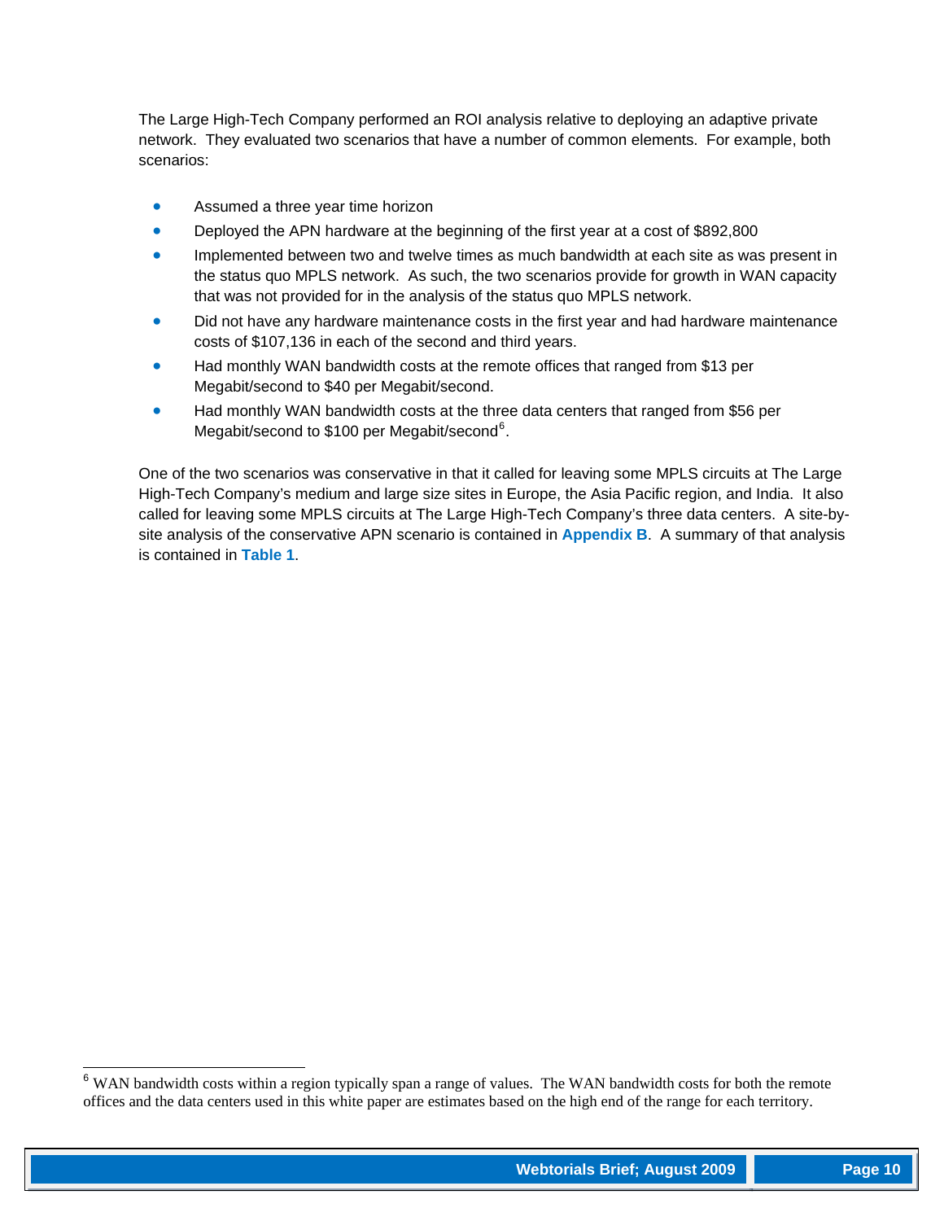The Large High-Tech Company performed an ROI analysis relative to deploying an adaptive private network. They evaluated two scenarios that have a number of common elements. For example, both scenarios:

- Assumed a three year time horizon
- Deployed the APN hardware at the beginning of the first year at a cost of $892,800
- Implemented between two and twelve times as much bandwidth at each site as was present in the status quo MPLS network. As such, the two scenarios provide for growth in WAN capacity that was not provided for in the analysis of the status quo MPLS network.
- Did not have any hardware maintenance costs in the first year and had hardware maintenance costs of $107,136 in each of the second and third years.
- Had monthly WAN bandwidth costs at the remote offices that ranged from $13 per Megabit/second to $40 per Megabit/second.
- Had monthly WAN bandwidth costs at the three data centers that ranged from $56 per Megabit/second to $100 per Megabit/second[6].

One of the two scenarios was conservative in that it called for leaving some MPLS circuits at The Large High-Tech Company's medium and large size sites in Europe, the Asia Pacific region, and India. It also called for leaving some MPLS circuits at The Large High-Tech Company's three data centers. A site-by-site analysis of the conservative APN scenario is contained in **Appendix B**. A summary of that analysis is contained in **Table 1**.

[6] WAN bandwidth costs within a region typically span a range of values. The WAN bandwidth costs for both the remote offices and the data centers used in this white paper are estimates based on the high end of the range for each territory.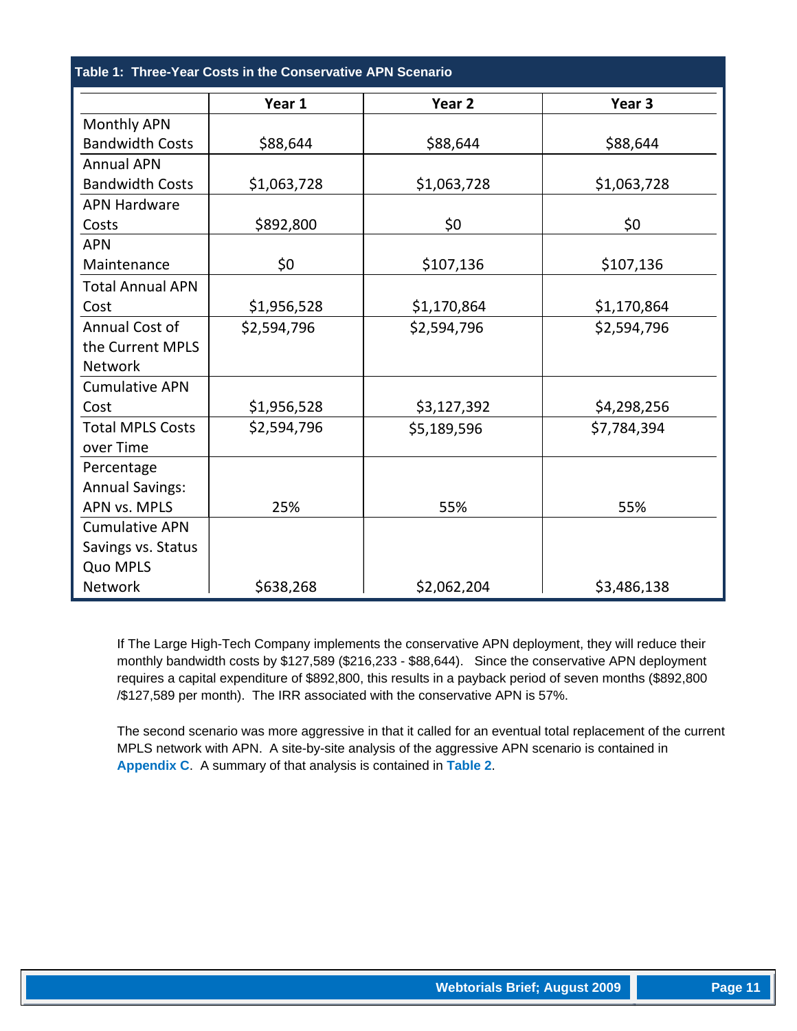**Table 1: Three-Year Costs in the Conservative APN Scenario**

| | Year 1 | Year 2 | Year 3 |
|---|---|---|---|
| Monthly APN Bandwidth Costs | $88,644 | $88,644 | $88,644 |
| Annual APN Bandwidth Costs | $1,063,728 | $1,063,728 | $1,063,728 |
| APN Hardware Costs | $892,800 | $0 | $0 |
| APN Maintenance | $0 | $107,136 | $107,136 |
| Total Annual APN Cost | $1,956,528 | $1,170,864 | $1,170,864 |
| Annual Cost of the Current MPLS Network | $2,594,796 | $2,594,796 | $2,594,796 |
| Cumulative APN Cost | $1,956,528 | $3,127,392 | $4,298,256 |
| Total MPLS Costs over Time | $2,594,796 | $5,189,596 | $7,784,394 |
| Percentage Annual Savings: APN vs. MPLS | 25% | 55% | 55% |
| Cumulative APN Savings vs. Status Quo MPLS Network | $638,268 | $2,062,204 | $3,486,138 |

If The Large High-Tech Company implements the conservative APN deployment, they will reduce their monthly bandwidth costs by $127,589 ($216,233 - $88,644). Since the conservative APN deployment requires a capital expenditure of $892,800, this results in a payback period of seven months ($892,800 /$127,589 per month). The IRR associated with the conservative APN is 57%.

The second scenario was more aggressive in that it called for an eventual total replacement of the current MPLS network with APN. A site-by-site analysis of the aggressive APN scenario is contained in **Appendix C**. A summary of that analysis is contained in **Table 2**.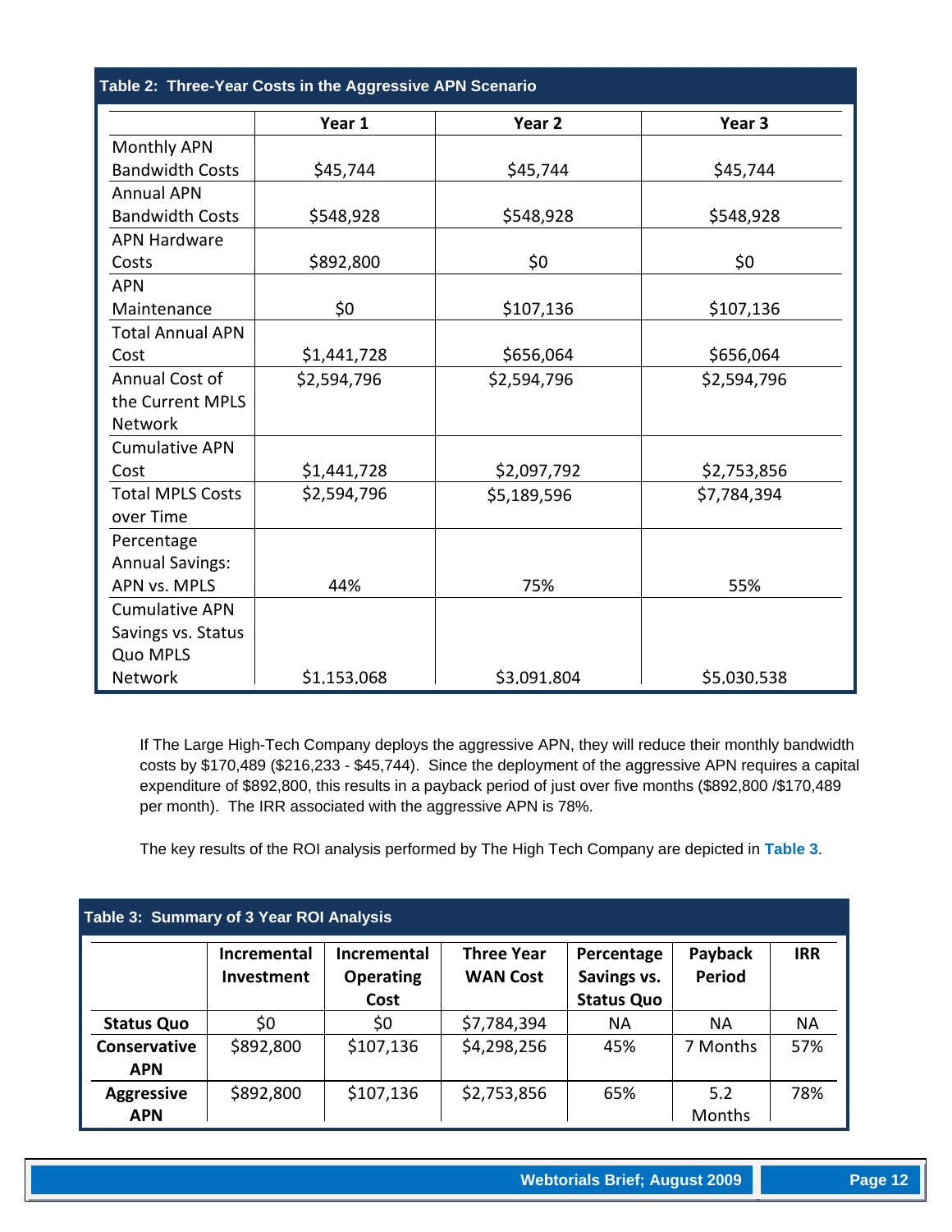**Table 2: Three-Year Costs in the Aggressive APN Scenario**

| | Year 1 | Year 2 | Year 3 |
|---|---|---|---|
| Monthly APN Bandwidth Costs | $45,744 | $45,744 | $45,744 |
| Annual APN Bandwidth Costs | $548,928 | $548,928 | $548,928 |
| APN Hardware Costs | $892,800 | $0 | $0 |
| APN Maintenance | $0 | $107,136 | $107,136 |
| Total Annual APN Cost | $1,441,728 | $656,064 | $656,064 |
| Annual Cost of the Current MPLS Network | $2,594,796 | $2,594,796 | $2,594,796 |
| Cumulative APN Cost | $1,441,728 | $2,097,792 | $2,753,856 |
| Total MPLS Costs over Time | $2,594,796 | $5,189,596 | $7,784,394 |
| Percentage Annual Savings: APN vs. MPLS | 44% | 75% | 55% |
| Cumulative APN Savings vs. Status Quo MPLS Network | $1,153,068 | $3,091,804 | $5,030,538 |

If The Large High-Tech Company deploys the aggressive APN, they will reduce their monthly bandwidth costs by $170,489 ($216,233 - $45,744). Since the deployment of the aggressive APN requires a capital expenditure of $892,800, this results in a payback period of just over five months ($892,800 /$170,489 per month). The IRR associated with the aggressive APN is 78%.

The key results of the ROI analysis performed by The High Tech Company are depicted in **Table 3**.

**Table 3: Summary of 3 Year ROI Analysis**

| | Incremental Investment | Incremental Operating Cost | Three Year WAN Cost | Percentage Savings vs. Status Quo | Payback Period | IRR |
|---|---|---|---|---|---|---|
| **Status Quo** | $0 | $0 | $7,784,394 | NA | NA | NA |
| **Conservative APN** | $892,800 | $107,136 | $4,298,256 | 45% | 7 Months | 57% |
| **Aggressive APN** | $892,800 | $107,136 | $2,753,856 | 65% | 5.2 Months | 78% |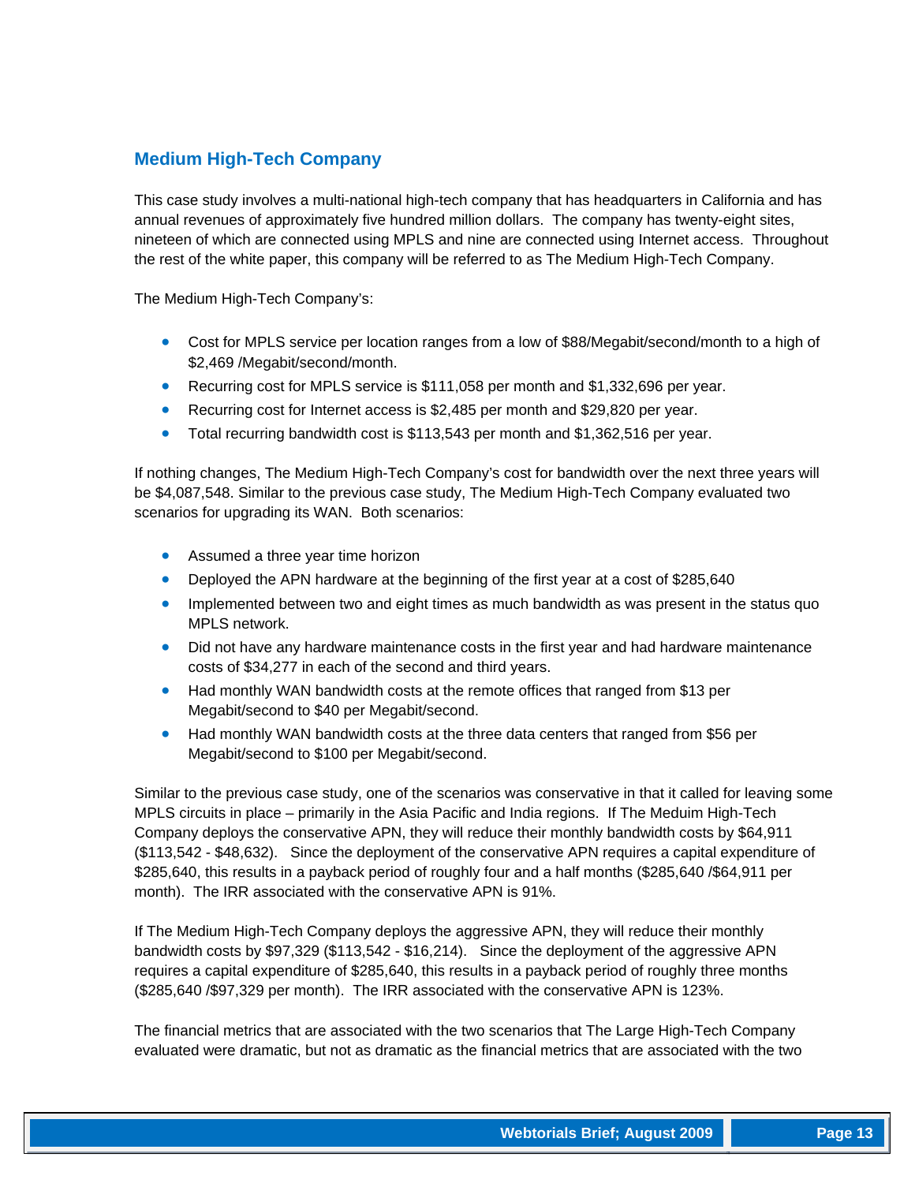## Medium High-Tech Company

This case study involves a multi-national high-tech company that has headquarters in California and has annual revenues of approximately five hundred million dollars. The company has twenty-eight sites, nineteen of which are connected using MPLS and nine are connected using Internet access. Throughout the rest of the white paper, this company will be referred to as The Medium High-Tech Company.

The Medium High-Tech Company's:

- Cost for MPLS service per location ranges from a low of $88/Megabit/second/month to a high of $2,469 /Megabit/second/month.
- Recurring cost for MPLS service is $111,058 per month and $1,332,696 per year.
- Recurring cost for Internet access is $2,485 per month and $29,820 per year.
- Total recurring bandwidth cost is $113,543 per month and $1,362,516 per year.

If nothing changes, The Medium High-Tech Company's cost for bandwidth over the next three years will be $4,087,548. Similar to the previous case study, The Medium High-Tech Company evaluated two scenarios for upgrading its WAN. Both scenarios:

- Assumed a three year time horizon
- Deployed the APN hardware at the beginning of the first year at a cost of $285,640
- Implemented between two and eight times as much bandwidth as was present in the status quo MPLS network.
- Did not have any hardware maintenance costs in the first year and had hardware maintenance costs of $34,277 in each of the second and third years.
- Had monthly WAN bandwidth costs at the remote offices that ranged from $13 per Megabit/second to $40 per Megabit/second.
- Had monthly WAN bandwidth costs at the three data centers that ranged from $56 per Megabit/second to $100 per Megabit/second.

Similar to the previous case study, one of the scenarios was conservative in that it called for leaving some MPLS circuits in place – primarily in the Asia Pacific and India regions. If The Meduim High-Tech Company deploys the conservative APN, they will reduce their monthly bandwidth costs by $64,911 ($113,542 - $48,632). Since the deployment of the conservative APN requires a capital expenditure of $285,640, this results in a payback period of roughly four and a half months ($285,640 /$64,911 per month). The IRR associated with the conservative APN is 91%.

If The Medium High-Tech Company deploys the aggressive APN, they will reduce their monthly bandwidth costs by $97,329 ($113,542 - $16,214). Since the deployment of the aggressive APN requires a capital expenditure of $285,640, this results in a payback period of roughly three months ($285,640 /$97,329 per month). The IRR associated with the conservative APN is 123%.

The financial metrics that are associated with the two scenarios that The Large High-Tech Company evaluated were dramatic, but not as dramatic as the financial metrics that are associated with the two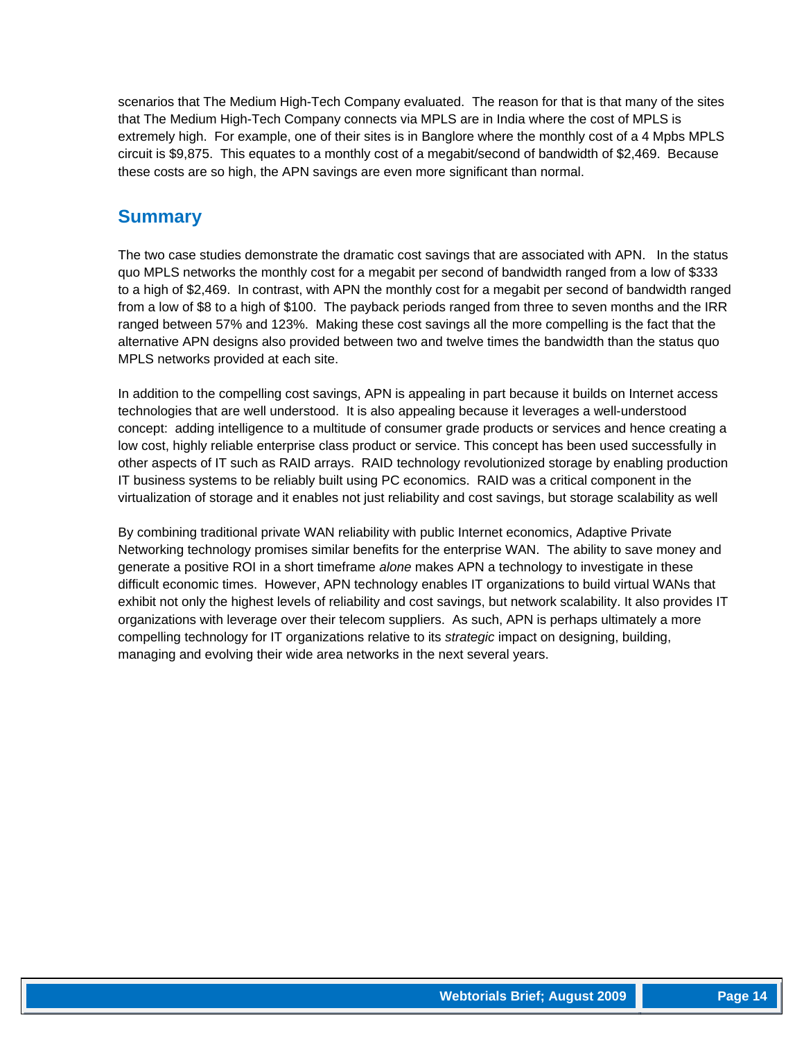scenarios that The Medium High-Tech Company evaluated. The reason for that is that many of the sites that The Medium High-Tech Company connects via MPLS are in India where the cost of MPLS is extremely high. For example, one of their sites is in Banglore where the monthly cost of a 4 Mpbs MPLS circuit is $9,875. This equates to a monthly cost of a megabit/second of bandwidth of $2,469. Because these costs are so high, the APN savings are even more significant than normal.

## Summary

The two case studies demonstrate the dramatic cost savings that are associated with APN. In the status quo MPLS networks the monthly cost for a megabit per second of bandwidth ranged from a low of $333 to a high of $2,469. In contrast, with APN the monthly cost for a megabit per second of bandwidth ranged from a low of $8 to a high of $100. The payback periods ranged from three to seven months and the IRR ranged between 57% and 123%. Making these cost savings all the more compelling is the fact that the alternative APN designs also provided between two and twelve times the bandwidth than the status quo MPLS networks provided at each site.

In addition to the compelling cost savings, APN is appealing in part because it builds on Internet access technologies that are well understood. It is also appealing because it leverages a well-understood concept: adding intelligence to a multitude of consumer grade products or services and hence creating a low cost, highly reliable enterprise class product or service. This concept has been used successfully in other aspects of IT such as RAID arrays. RAID technology revolutionized storage by enabling production IT business systems to be reliably built using PC economics. RAID was a critical component in the virtualization of storage and it enables not just reliability and cost savings, but storage scalability as well

By combining traditional private WAN reliability with public Internet economics, Adaptive Private Networking technology promises similar benefits for the enterprise WAN. The ability to save money and generate a positive ROI in a short timeframe *alone* makes APN a technology to investigate in these difficult economic times. However, APN technology enables IT organizations to build virtual WANs that exhibit not only the highest levels of reliability and cost savings, but network scalability. It also provides IT organizations with leverage over their telecom suppliers. As such, APN is perhaps ultimately a more compelling technology for IT organizations relative to its *strategic* impact on designing, building, managing and evolving their wide area networks in the next several years.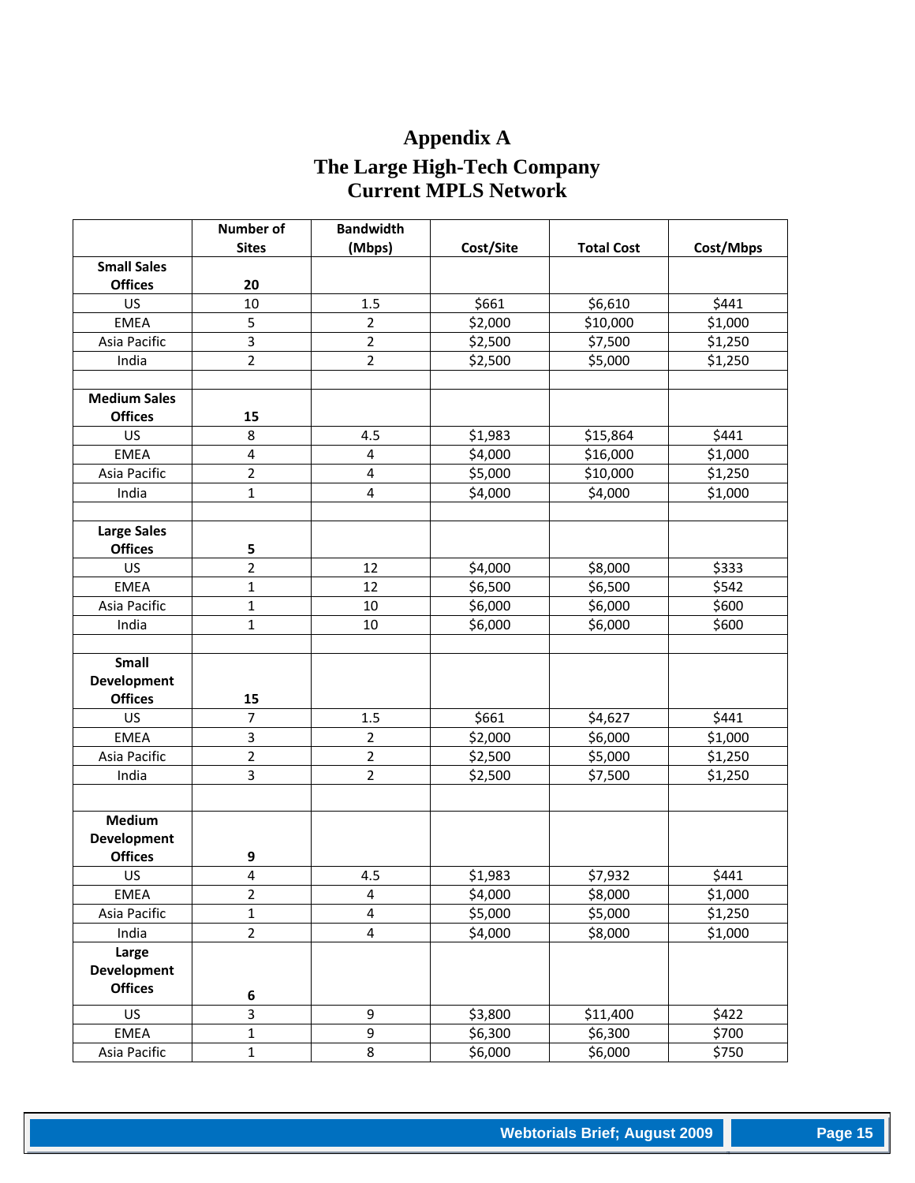# Appendix A

## The Large High-Tech Company
## Current MPLS Network

| | Number of Sites | Bandwidth (Mbps) | Cost/Site | Total Cost | Cost/Mbps |
|---|---|---|---|---|---|
| **Small Sales Offices** | **20** | | | | |
| US | 10 | 1.5 | $661 | $6,610 | $441 |
| EMEA | 5 | 2 | $2,000 | $10,000 | $1,000 |
| Asia Pacific | 3 | 2 | $2,500 | $7,500 | $1,250 |
| India | 2 | 2 | $2,500 | $5,000 | $1,250 |
| | | | | | |
| **Medium Sales Offices** | **15** | | | | |
| US | 8 | 4.5 | $1,983 | $15,864 | $441 |
| EMEA | 4 | 4 | $4,000 | $16,000 | $1,000 |
| Asia Pacific | 2 | 4 | $5,000 | $10,000 | $1,250 |
| India | 1 | 4 | $4,000 | $4,000 | $1,000 |
| | | | | | |
| **Large Sales Offices** | **5** | | | | |
| US | 2 | 12 | $4,000 | $8,000 | $333 |
| EMEA | 1 | 12 | $6,500 | $6,500 | $542 |
| Asia Pacific | 1 | 10 | $6,000 | $6,000 | $600 |
| India | 1 | 10 | $6,000 | $6,000 | $600 |
| | | | | | |
| **Small Development Offices** | **15** | | | | |
| US | 7 | 1.5 | $661 | $4,627 | $441 |
| EMEA | 3 | 2 | $2,000 | $6,000 | $1,000 |
| Asia Pacific | 2 | 2 | $2,500 | $5,000 | $1,250 |
| India | 3 | 2 | $2,500 | $7,500 | $1,250 |
| | | | | | |
| **Medium Development Offices** | **9** | | | | |
| US | 4 | 4.5 | $1,983 | $7,932 | $441 |
| EMEA | 2 | 4 | $4,000 | $8,000 | $1,000 |
| Asia Pacific | 1 | 4 | $5,000 | $5,000 | $1,250 |
| India | 2 | 4 | $4,000 | $8,000 | $1,000 |
| **Large Development Offices** | **6** | | | | |
| US | 3 | 9 | $3,800 | $11,400 | $422 |
| EMEA | 1 | 9 | $6,300 | $6,300 | $700 |
| Asia Pacific | 1 | 8 | $6,000 | $6,000 | $750 |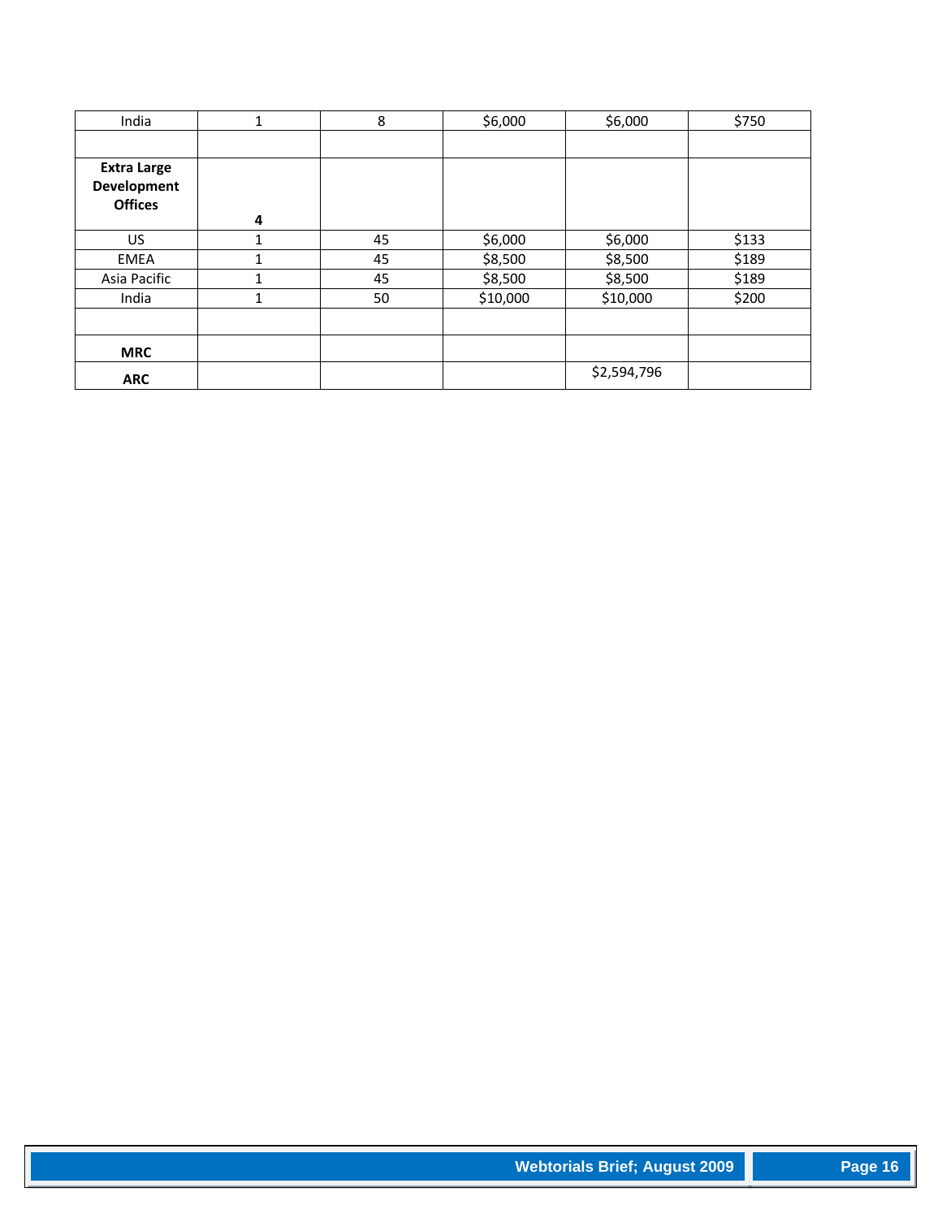| India | 1 | 8 | $6,000 | $6,000 | $750 |
|---|---|---|---|---|---|
| | | | | | |
| **Extra Large Development Offices** | **4** | | | | |
| US | 1 | 45 | $6,000 | $6,000 | $133 |
| EMEA | 1 | 45 | $8,500 | $8,500 | $189 |
| Asia Pacific | 1 | 45 | $8,500 | $8,500 | $189 |
| India | 1 | 50 | $10,000 | $10,000 | $200 |
| | | | | | |
| **MRC** | | | | | |
| **ARC** | | | | $2,594,796 | |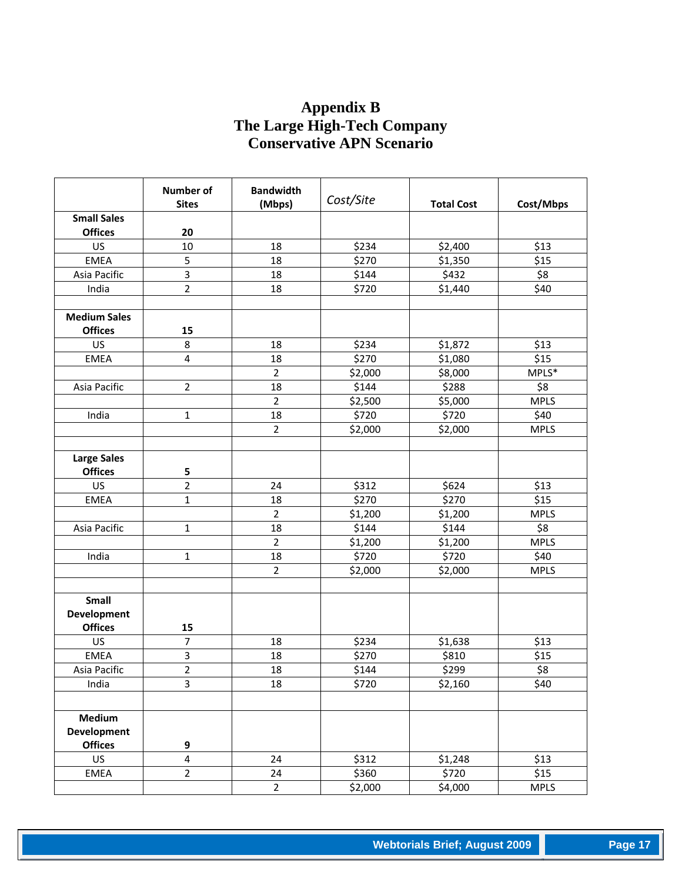# Appendix B
# The Large High-Tech Company
# Conservative APN Scenario

| | Number of Sites | Bandwidth (Mbps) | *Cost/Site* | Total Cost | Cost/Mbps |
|---|---|---|---|---|---|
| **Small Sales Offices** | **20** | | | | |
| US | 10 | 18 | $234 | $2,400 | $13 |
| EMEA | 5 | 18 | $270 | $1,350 | $15 |
| Asia Pacific | 3 | 18 | $144 | $432 | $8 |
| India | 2 | 18 | $720 | $1,440 | $40 |
| | | | | | |
| **Medium Sales Offices** | **15** | | | | |
| US | 8 | 18 | $234 | $1,872 | $13 |
| EMEA | 4 | 18 | $270 | $1,080 | $15 |
| | | 2 | $2,000 | $8,000 | MPLS* |
| Asia Pacific | 2 | 18 | $144 | $288 | $8 |
| | | 2 | $2,500 | $5,000 | MPLS |
| India | 1 | 18 | $720 | $720 | $40 |
| | | 2 | $2,000 | $2,000 | MPLS |
| | | | | | |
| **Large Sales Offices** | **5** | | | | |
| US | 2 | 24 | $312 | $624 | $13 |
| EMEA | 1 | 18 | $270 | $270 | $15 |
| | | 2 | $1,200 | $1,200 | MPLS |
| Asia Pacific | 1 | 18 | $144 | $144 | $8 |
| | | 2 | $1,200 | $1,200 | MPLS |
| India | 1 | 18 | $720 | $720 | $40 |
| | | 2 | $2,000 | $2,000 | MPLS |
| | | | | | |
| **Small Development Offices** | **15** | | | | |
| US | 7 | 18 | $234 | $1,638 | $13 |
| EMEA | 3 | 18 | $270 | $810 | $15 |
| Asia Pacific | 2 | 18 | $144 | $299 | $8 |
| India | 3 | 18 | $720 | $2,160 | $40 |
| | | | | | |
| **Medium Development Offices** | **9** | | | | |
| US | 4 | 24 | $312 | $1,248 | $13 |
| EMEA | 2 | 24 | $360 | $720 | $15 |
| | | 2 | $2,000 | $4,000 | MPLS |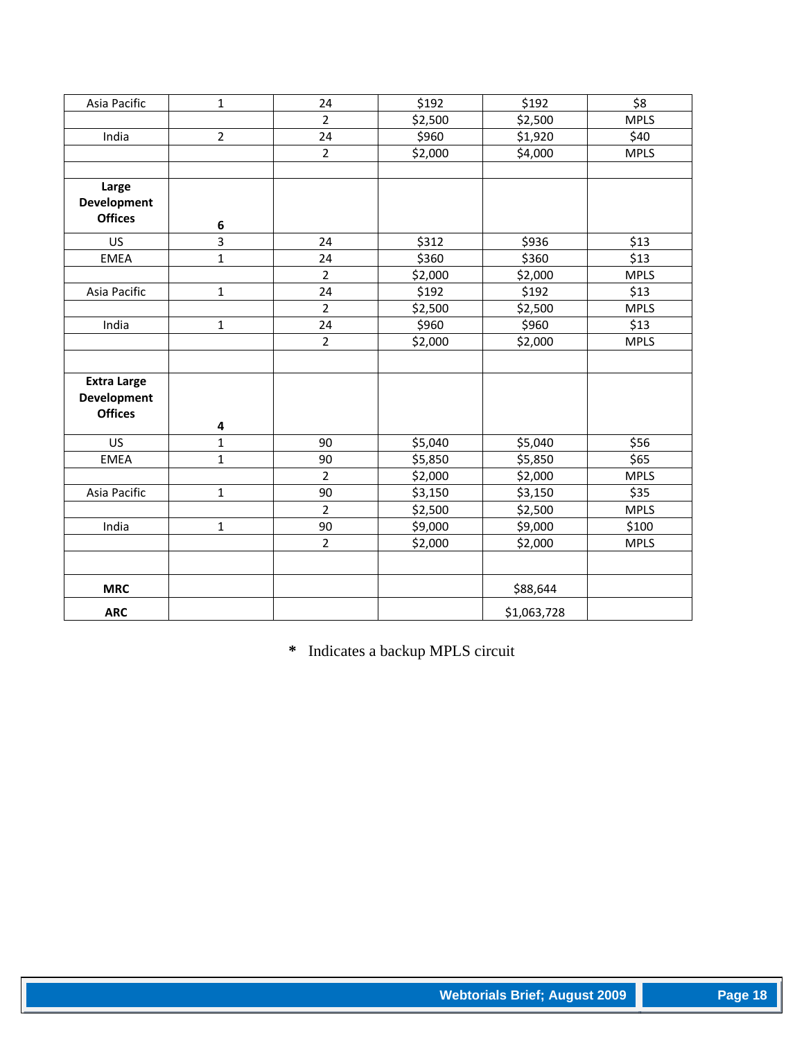| | | | | | |
|---|---|---|---|---|---|
| Asia Pacific | 1 | 24 | $192 | $192 | $8 |
| | | 2 | $2,500 | $2,500 | MPLS |
| India | 2 | 24 | $960 | $1,920 | $40 |
| | | 2 | $2,000 | $4,000 | MPLS |
| | | | | | |
| **Large Development Offices** | **6** | | | | |
| US | 3 | 24 | $312 | $936 | $13 |
| EMEA | 1 | 24 | $360 | $360 | $13 |
| | | 2 | $2,000 | $2,000 | MPLS |
| Asia Pacific | 1 | 24 | $192 | $192 | $13 |
| | | 2 | $2,500 | $2,500 | MPLS |
| India | 1 | 24 | $960 | $960 | $13 |
| | | 2 | $2,000 | $2,000 | MPLS |
| | | | | | |
| **Extra Large Development Offices** | **4** | | | | |
| US | 1 | 90 | $5,040 | $5,040 | $56 |
| EMEA | 1 | 90 | $5,850 | $5,850 | $65 |
| | | 2 | $2,000 | $2,000 | MPLS |
| Asia Pacific | 1 | 90 | $3,150 | $3,150 | $35 |
| | | 2 | $2,500 | $2,500 | MPLS |
| India | 1 | 90 | $9,000 | $9,000 | $100 |
| | | 2 | $2,000 | $2,000 | MPLS |
| | | | | | |
| **MRC** | | | | $88,644 | |
| **ARC** | | | | $1,063,728 | |

**\*** Indicates a backup MPLS circuit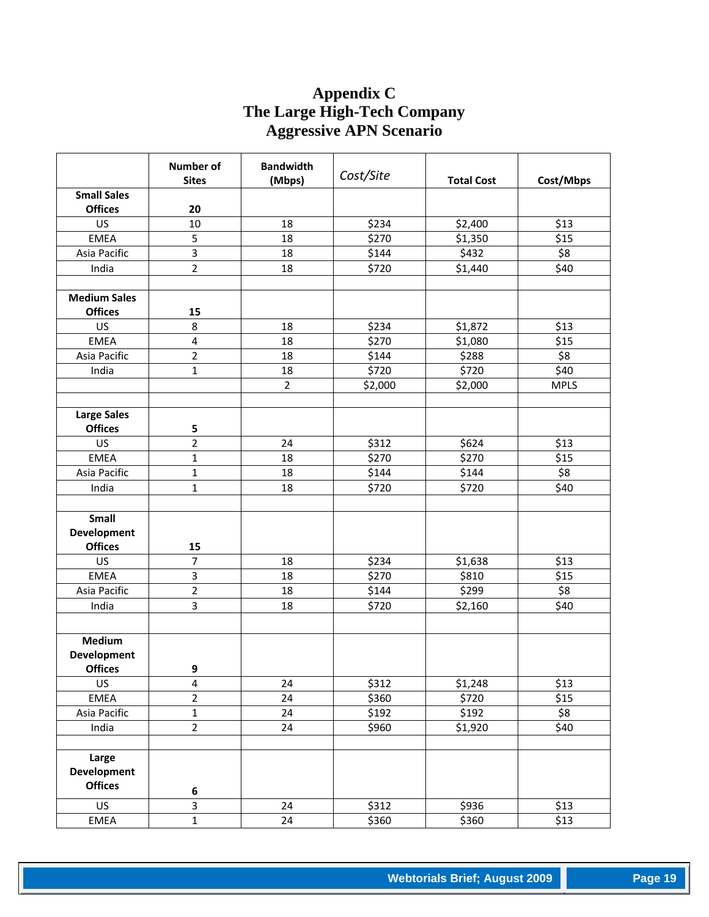# Appendix C
# The Large High-Tech Company
# Aggressive APN Scenario

| | Number of Sites | Bandwidth (Mbps) | *Cost/Site* | Total Cost | Cost/Mbps |
|---|---|---|---|---|---|
| **Small Sales Offices** | **20** | | | | |
| US | 10 | 18 | $234 | $2,400 | $13 |
| EMEA | 5 | 18 | $270 | $1,350 | $15 |
| Asia Pacific | 3 | 18 | $144 | $432 | $8 |
| India | 2 | 18 | $720 | $1,440 | $40 |
| | | | | | |
| **Medium Sales Offices** | **15** | | | | |
| US | 8 | 18 | $234 | $1,872 | $13 |
| EMEA | 4 | 18 | $270 | $1,080 | $15 |
| Asia Pacific | 2 | 18 | $144 | $288 | $8 |
| India | 1 | 18 | $720 | $720 | $40 |
| | | 2 | $2,000 | $2,000 | MPLS |
| | | | | | |
| **Large Sales Offices** | **5** | | | | |
| US | 2 | 24 | $312 | $624 | $13 |
| EMEA | 1 | 18 | $270 | $270 | $15 |
| Asia Pacific | 1 | 18 | $144 | $144 | $8 |
| India | 1 | 18 | $720 | $720 | $40 |
| | | | | | |
| **Small Development Offices** | **15** | | | | |
| US | 7 | 18 | $234 | $1,638 | $13 |
| EMEA | 3 | 18 | $270 | $810 | $15 |
| Asia Pacific | 2 | 18 | $144 | $299 | $8 |
| India | 3 | 18 | $720 | $2,160 | $40 |
| | | | | | |
| **Medium Development Offices** | **9** | | | | |
| US | 4 | 24 | $312 | $1,248 | $13 |
| EMEA | 2 | 24 | $360 | $720 | $15 |
| Asia Pacific | 1 | 24 | $192 | $192 | $8 |
| India | 2 | 24 | $960 | $1,920 | $40 |
| | | | | | |
| **Large Development Offices** | **6** | | | | |
| US | 3 | 24 | $312 | $936 | $13 |
| EMEA | 1 | 24 | $360 | $360 | $13 |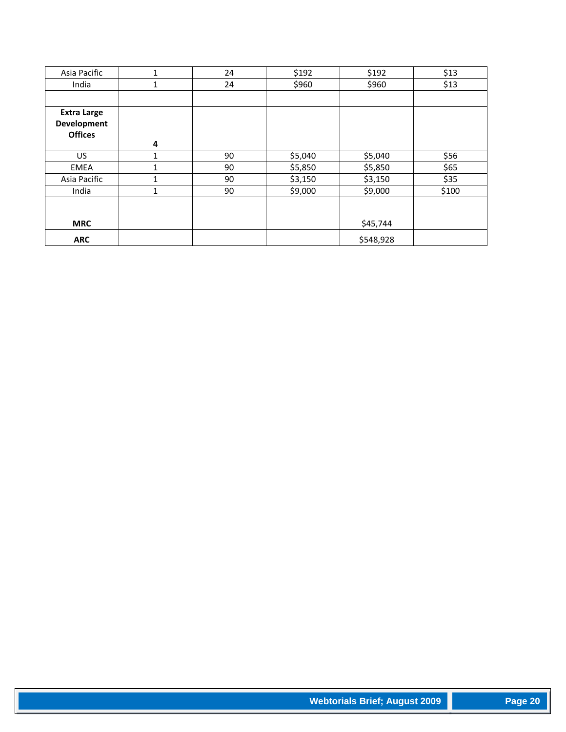| | | | | | |
|---|---|---|---|---|---|
| Asia Pacific | 1 | 24 | $192 | $192 | $13 |
| India | 1 | 24 | $960 | $960 | $13 |
| | | | | | |
| **Extra Large Development Offices** | **4** | | | | |
| US | 1 | 90 | $5,040 | $5,040 | $56 |
| EMEA | 1 | 90 | $5,850 | $5,850 | $65 |
| Asia Pacific | 1 | 90 | $3,150 | $3,150 | $35 |
| India | 1 | 90 | $9,000 | $9,000 | $100 |
| | | | | | |
| **MRC** | | | | $45,744 | |
| **ARC** | | | | $548,928 | |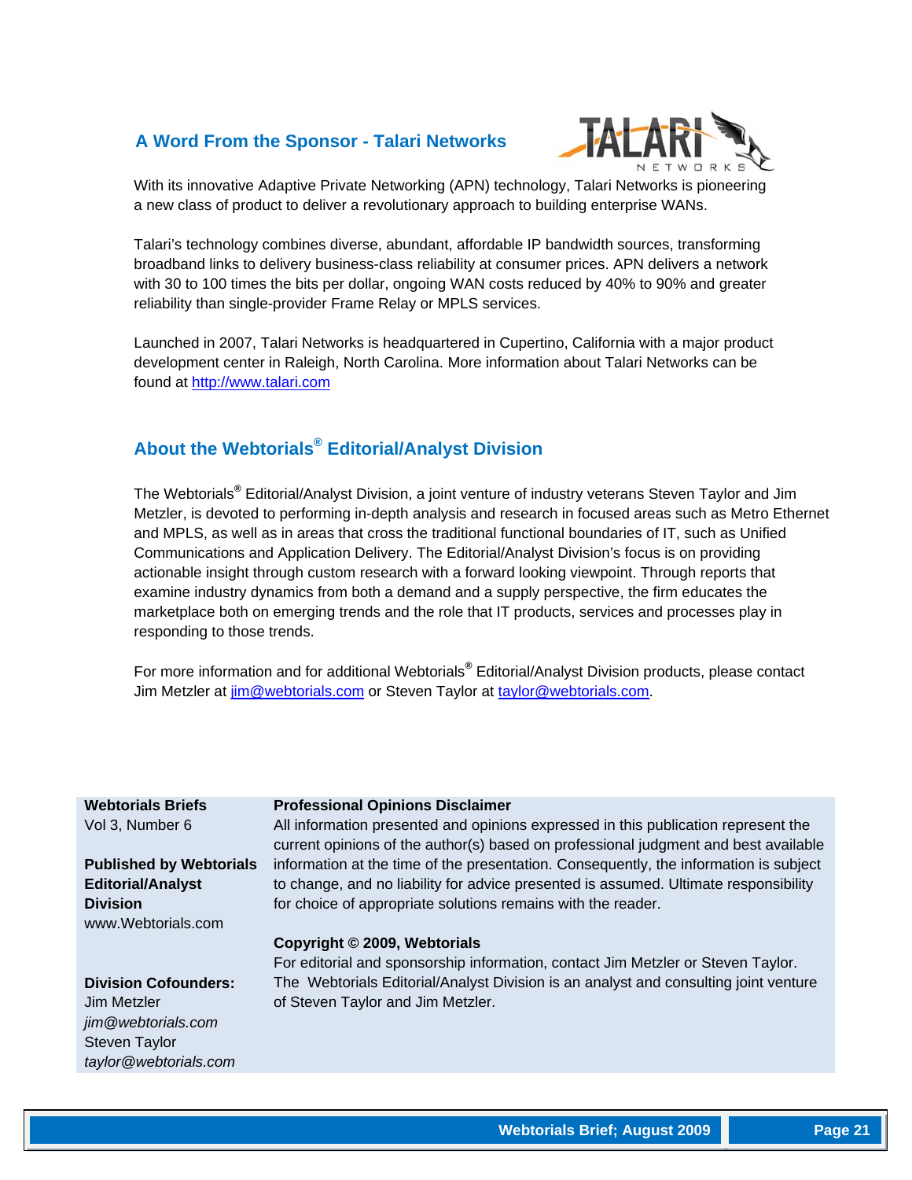## A Word From the Sponsor - Talari Networks

With its innovative Adaptive Private Networking (APN) technology, Talari Networks is pioneering a new class of product to deliver a revolutionary approach to building enterprise WANs.

Talari's technology combines diverse, abundant, affordable IP bandwidth sources, transforming broadband links to delivery business-class reliability at consumer prices. APN delivers a network with 30 to 100 times the bits per dollar, ongoing WAN costs reduced by 40% to 90% and greater reliability than single-provider Frame Relay or MPLS services.

Launched in 2007, Talari Networks is headquartered in Cupertino, California with a major product development center in Raleigh, North Carolina. More information about Talari Networks can be found at http://www.talari.com

## About the Webtorials® Editorial/Analyst Division

The Webtorials® Editorial/Analyst Division, a joint venture of industry veterans Steven Taylor and Jim Metzler, is devoted to performing in-depth analysis and research in focused areas such as Metro Ethernet and MPLS, as well as in areas that cross the traditional functional boundaries of IT, such as Unified Communications and Application Delivery. The Editorial/Analyst Division's focus is on providing actionable insight through custom research with a forward looking viewpoint. Through reports that examine industry dynamics from both a demand and a supply perspective, the firm educates the marketplace both on emerging trends and the role that IT products, services and processes play in responding to those trends.

For more information and for additional Webtorials® Editorial/Analyst Division products, please contact Jim Metzler at jim@webtorials.com or Steven Taylor at taylor@webtorials.com.

**Webtorials Briefs**
Vol 3, Number 6

**Published by Webtorials Editorial/Analyst Division**
www.Webtorials.com

**Division Cofounders:**
Jim Metzler
*jim@webtorials.com*
Steven Taylor
*taylor@webtorials.com*

**Professional Opinions Disclaimer**
All information presented and opinions expressed in this publication represent the current opinions of the author(s) based on professional judgment and best available information at the time of the presentation. Consequently, the information is subject to change, and no liability for advice presented is assumed. Ultimate responsibility for choice of appropriate solutions remains with the reader.

**Copyright © 2009, Webtorials**
For editorial and sponsorship information, contact Jim Metzler or Steven Taylor. The Webtorials Editorial/Analyst Division is an analyst and consulting joint venture of Steven Taylor and Jim Metzler.